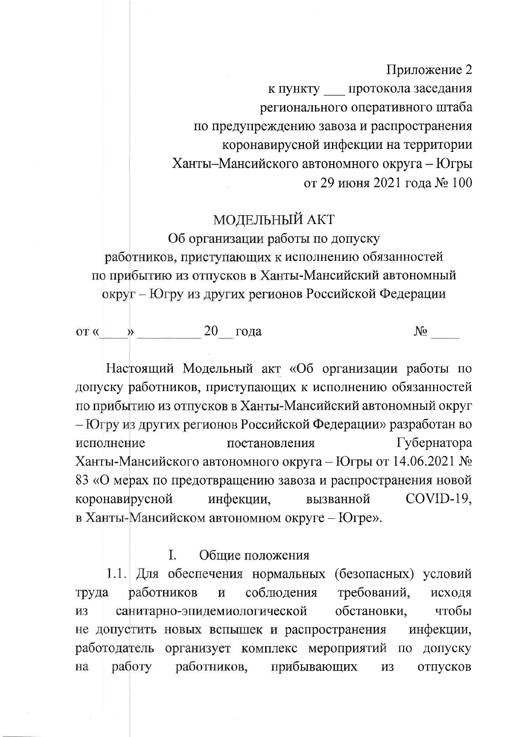Приложение 2
к пункту ___ протокола заседания
регионального оперативного штаба
по предупреждению завоза и распространения
коронавирусной инфекции на территории
Ханты–Мансийского автономного округа – Югры
от 29 июня 2021 года № 100

# МОДЕЛЬНЫЙ АКТ
## Об организации работы по допуску работников, приступающих к исполнению обязанностей по прибытию из отпусков в Ханты-Мансийский автономный округ – Югру из других регионов Российской Федерации

от «____» _________ 20__ года № ____

Настоящий Модельный акт «Об организации работы по допуску работников, приступающих к исполнению обязанностей по прибытию из отпусков в Ханты-Мансийский автономный округ – Югру из других регионов Российской Федерации» разработан во исполнение постановления Губернатора Ханты-Мансийского автономного округа – Югры от 14.06.2021 № 83 «О мерах по предотвращению завоза и распространения новой коронавирусной инфекции, вызванной COVID-19, в Ханты-Мансийском автономном округе – Югре».

### I. Общие положения

1.1. Для обеспечения нормальных (безопасных) условий труда работников и соблюдения требований, исходя из санитарно-эпидемиологической обстановки, чтобы не допустить новых вспышек и распространения инфекции, работодатель организует комплекс мероприятий по допуску на работу работников, прибывающих из отпусков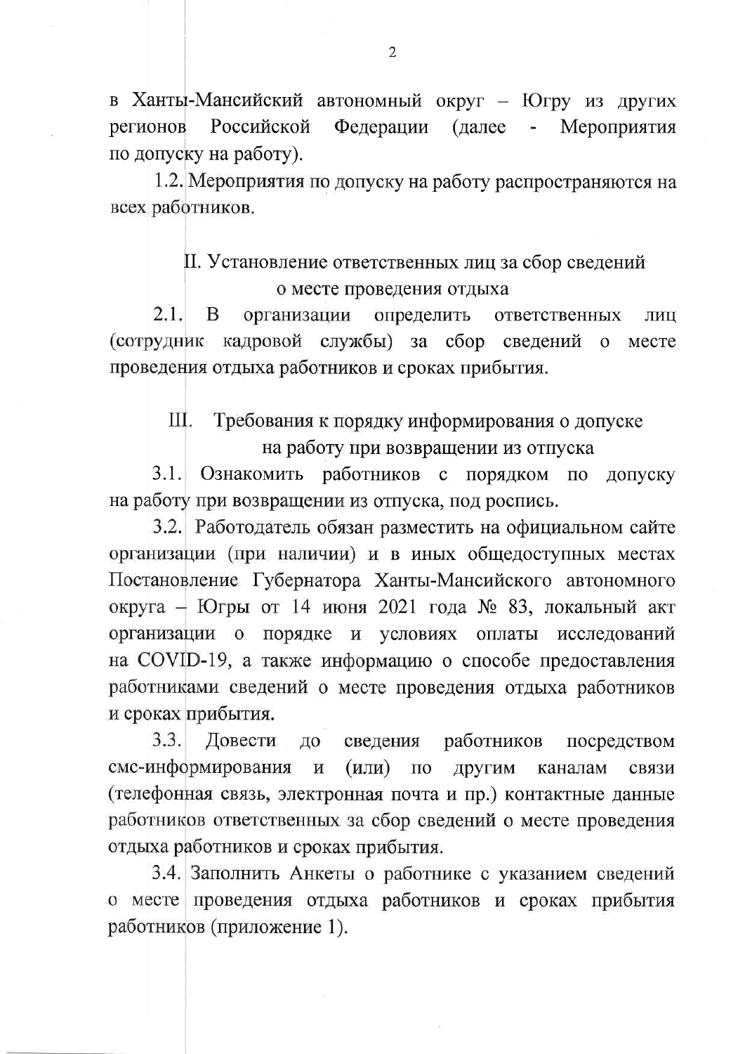в Ханты-Мансийский автономный округ – Югру из других регионов Российской Федерации (далее - Мероприятия по допуску на работу).

1.2. Мероприятия по допуску на работу распространяются на всех работников.

## II. Установление ответственных лиц за сбор сведений о месте проведения отдыха

2.1. В организации определить ответственных лиц (сотрудник кадровой службы) за сбор сведений о месте проведения отдыха работников и сроках прибытия.

## III. Требования к порядку информирования о допуске на работу при возвращении из отпуска

3.1. Ознакомить работников с порядком по допуску на работу при возвращении из отпуска, под роспись.

3.2. Работодатель обязан разместить на официальном сайте организации (при наличии) и в иных общедоступных местах Постановление Губернатора Ханты-Мансийского автономного округа – Югры от 14 июня 2021 года № 83, локальный акт организации о порядке и условиях оплаты исследований на COVID-19, а также информацию о способе предоставления работниками сведений о месте проведения отдыха работников и сроках прибытия.

3.3. Довести до сведения работников посредством смс-информирования и (или) по другим каналам связи (телефонная связь, электронная почта и пр.) контактные данные работников ответственных за сбор сведений о месте проведения отдыха работников и сроках прибытия.

3.4. Заполнить Анкеты о работнике с указанием сведений о месте проведения отдыха работников и сроках прибытия работников (приложение 1).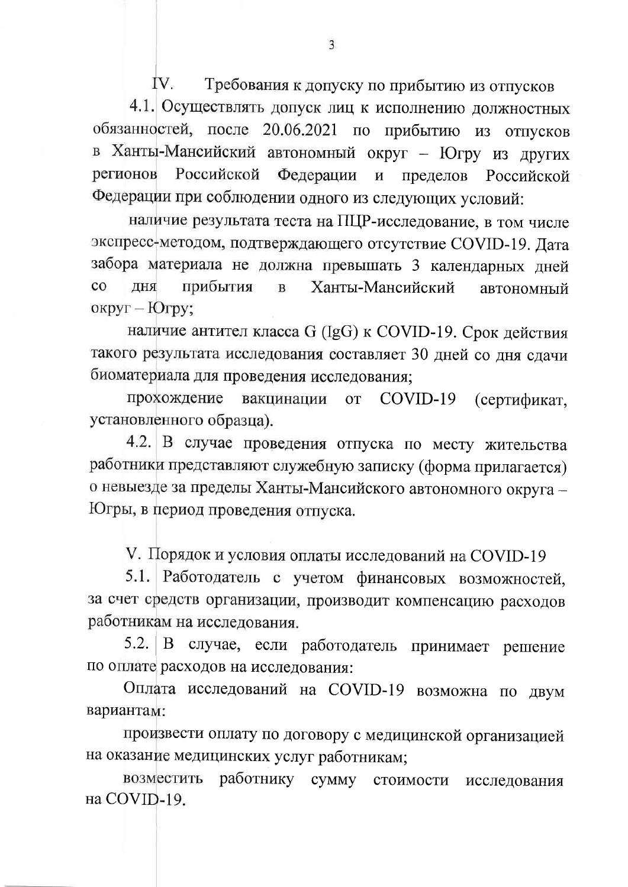## IV. Требования к допуску по прибытию из отпусков

4.1. Осуществлять допуск лиц к исполнению должностных обязанностей, после 20.06.2021 по прибытию из отпусков в Ханты-Мансийский автономный округ – Югру из других регионов Российской Федерации и пределов Российской Федерации при соблюдении одного из следующих условий:

наличие результата теста на ПЦР-исследование, в том числе экспресс-методом, подтверждающего отсутствие COVID-19. Дата забора материала не должна превышать 3 календарных дней со дня прибытия в Ханты-Мансийский автономный округ – Югру;

наличие антител класса G (IgG) к COVID-19. Срок действия такого результата исследования составляет 30 дней со дня сдачи биоматериала для проведения исследования;

прохождение вакцинации от COVID-19 (сертификат, установленного образца).

4.2. В случае проведения отпуска по месту жительства работники представляют служебную записку (форма прилагается) о невыезде за пределы Ханты-Мансийского автономного округа – Югры, в период проведения отпуска.

## V. Порядок и условия оплаты исследований на COVID-19

5.1. Работодатель с учетом финансовых возможностей, за счет средств организации, производит компенсацию расходов работникам на исследования.

5.2. В случае, если работодатель принимает решение по оплате расходов на исследования:

Оплата исследований на COVID-19 возможна по двум вариантам:

произвести оплату по договору с медицинской организацией на оказание медицинских услуг работникам;

возместить работнику сумму стоимости исследования на COVID-19.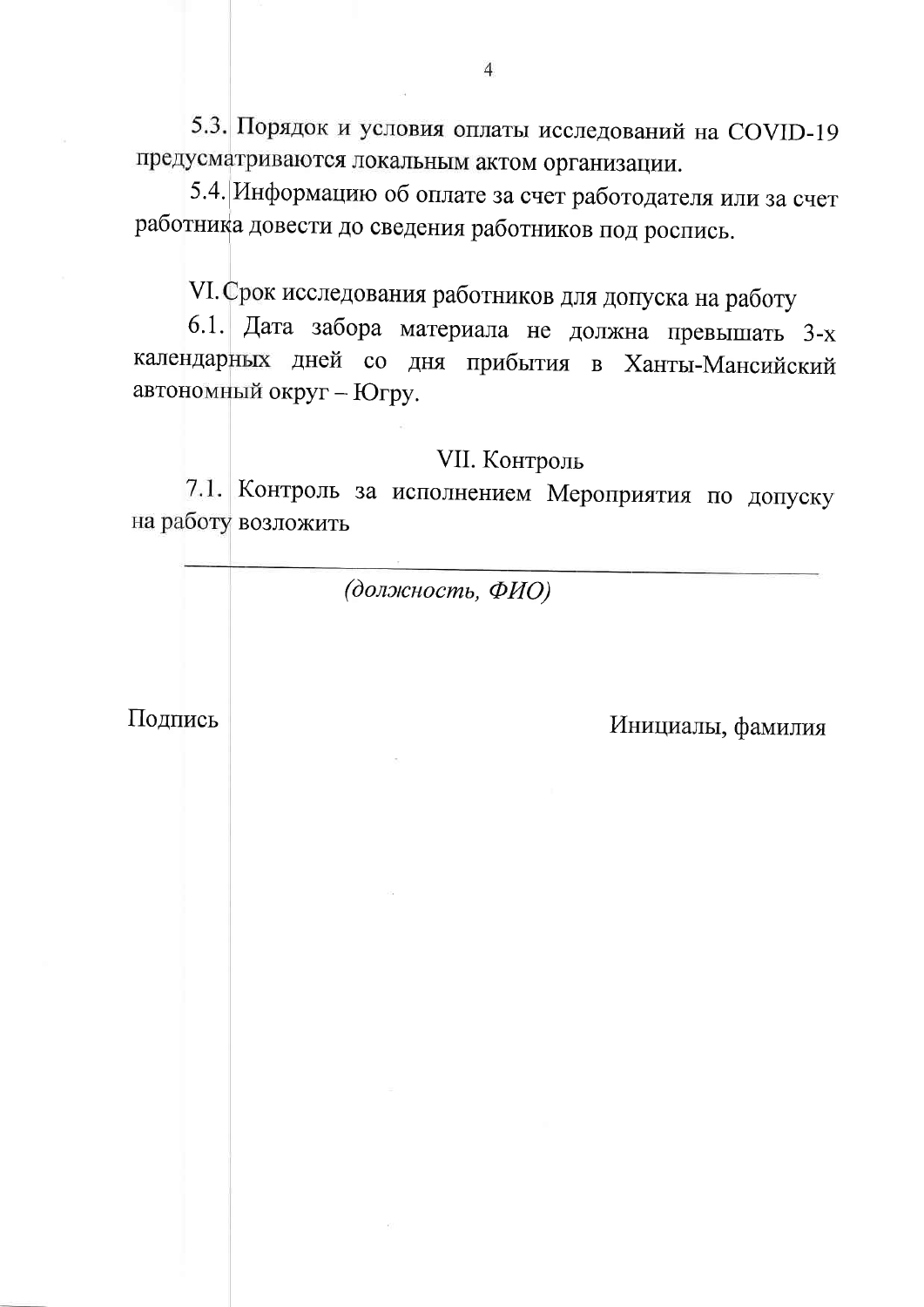5.3. Порядок и условия оплаты исследований на COVID-19 предусматриваются локальным актом организации.

5.4. Информацию об оплате за счет работодателя или за счет работника довести до сведения работников под роспись.

## VI. Срок исследования работников для допуска на работу

6.1. Дата забора материала не должна превышать 3-х календарных дней со дня прибытия в Ханты-Мансийский автономный округ – Югру.

## VII. Контроль

7.1. Контроль за исполнением Мероприятия по допуску на работу возложить

___________________________________________________

*(должность, ФИО)*

Подпись                                                                                   Инициалы, фамилия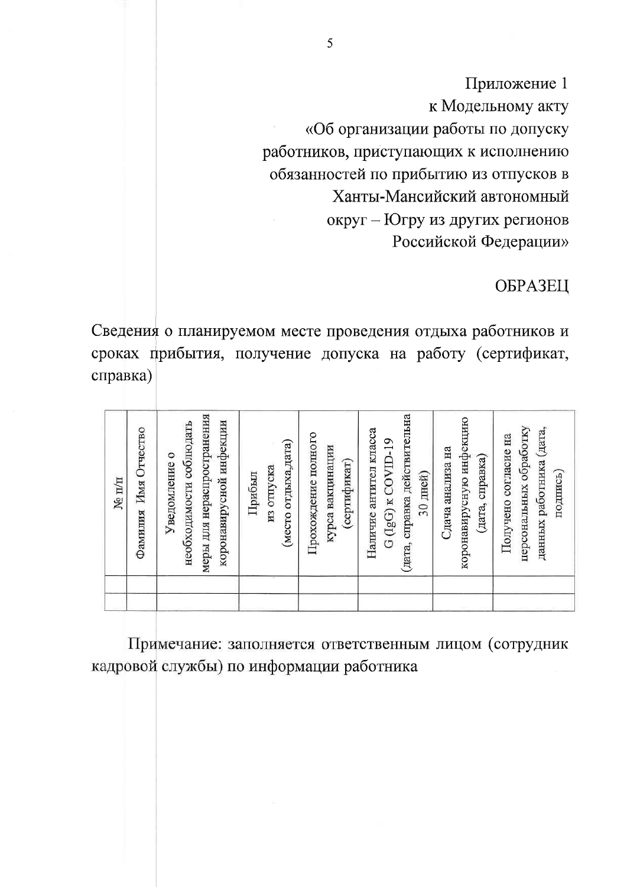Приложение 1
к Модельному акту
«Об организации работы по допуску работников, приступающих к исполнению обязанностей по прибытию из отпусков в Ханты-Мансийский автономный округ – Югру из других регионов Российской Федерации»

ОБРАЗЕЦ

Сведения о планируемом месте проведения отдыха работников и сроках прибытия, получение допуска на работу (сертификат, справка)

| № п/п | Фамилия Имя Отчество | Уведомление о необходимости соблюдать меры для нераспространения коронавирусной инфекции | Прибыл из отпуска (место отдыха,дата) | Прохождение полного курса вакцинации (сертификат) | Наличие антител класса G (IgG) к COVID-19 (дата, справка действительна 30 дней) | Сдача анализа на коронавирусную инфекцию (дата, справка) | Получено согласие на персональных обработку данных работника (дата, подпись) |
|---|---|---|---|---|---|---|---|
| | | | | | | | |
| | | | | | | | |

Примечание: заполняется ответственным лицом (сотрудник кадровой службы) по информации работника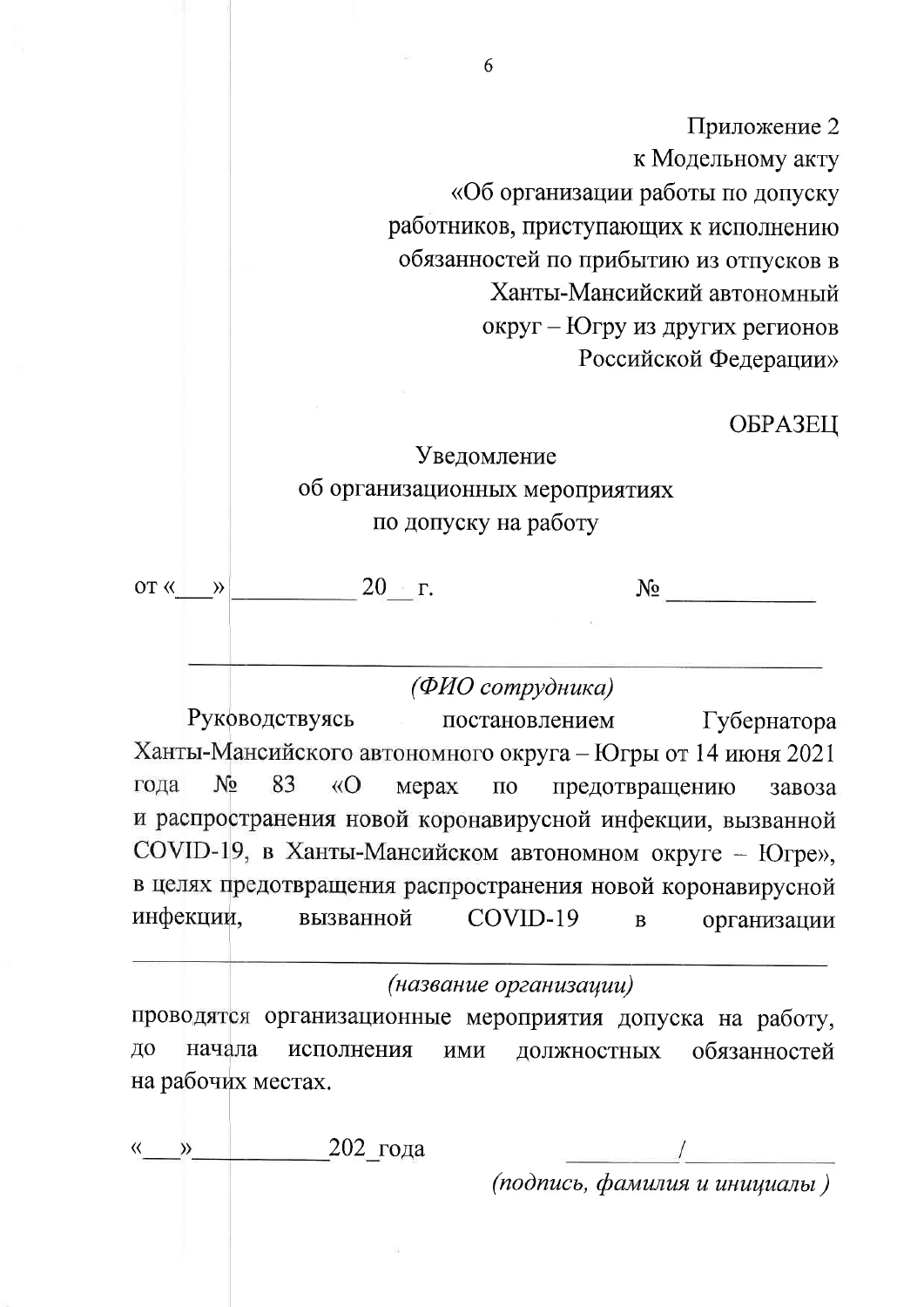Приложение 2
к Модельному акту
«Об организации работы по допуску
работников, приступающих к исполнению
обязанностей по прибытию из отпусков в
Ханты-Мансийский автономный
округ – Югру из других регионов
Российской Федерации»

ОБРАЗЕЦ

Уведомление
об организационных мероприятиях
по допуску на работу

от «\_\_\_» \_\_\_\_\_\_\_\_\_\_ 20\_\_ г. № \_\_\_\_\_\_\_\_\_\_\_\_

\_\_\_\_\_\_\_\_\_\_\_\_\_\_\_\_\_\_\_\_\_\_\_\_\_\_\_\_\_\_\_\_\_\_\_\_\_\_\_\_\_\_\_\_\_\_\_\_\_\_\_\_\_\_

*(ФИО сотрудника)*

Руководствуясь постановлением Губернатора Ханты-Мансийского автономного округа – Югры от 14 июня 2021 года № 83 «О мерах по предотвращению завоза и распространения новой коронавирусной инфекции, вызванной COVID-19, в Ханты-Мансийском автономном округе – Югре», в целях предотвращения распространения новой коронавирусной инфекции, вызванной COVID-19 в организации

\_\_\_\_\_\_\_\_\_\_\_\_\_\_\_\_\_\_\_\_\_\_\_\_\_\_\_\_\_\_\_\_\_\_\_\_\_\_\_\_\_\_\_\_\_\_\_\_\_\_\_\_\_\_\_\_\_\_

*(название организации)*

проводятся организационные мероприятия допуска на работу, до начала исполнения ими должностных обязанностей на рабочих местах.

«\_\_\_»\_\_\_\_\_\_\_\_\_\_\_202\_года \_\_\_\_\_\_\_\_\_\_/\_\_\_\_\_\_\_\_\_\_\_\_

*(подпись, фамилия и инициалы )*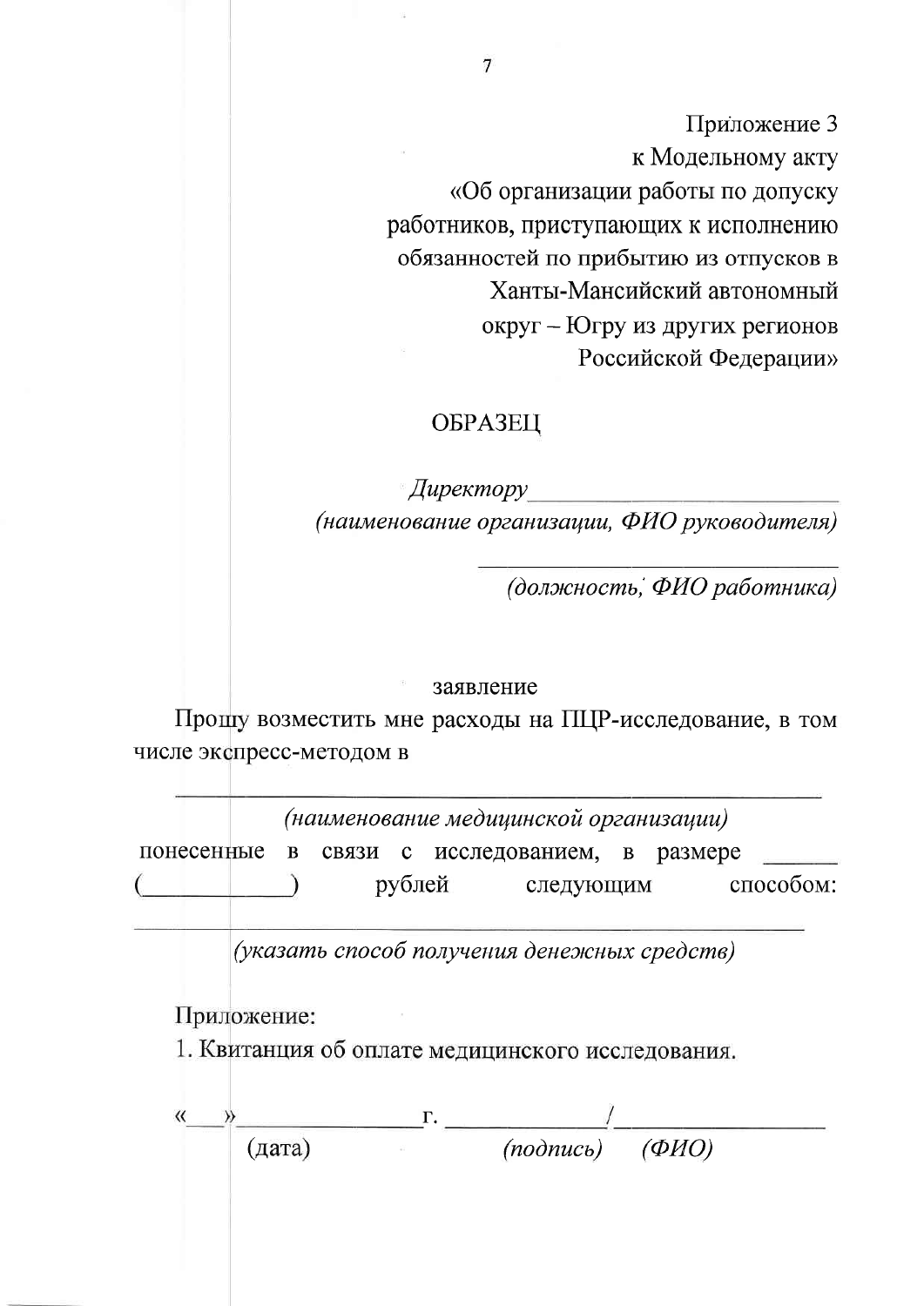Приложение 3
к Модельному акту
«Об организации работы по допуску
работников, приступающих к исполнению
обязанностей по прибытию из отпусков в
Ханты-Мансийский автономный
округ – Югру из других регионов
Российской Федерации»

ОБРАЗЕЦ

*Директору*___________________________
*(наименование организации, ФИО руководителя)*

______________________________
*(должность, ФИО работника)*

заявление

Прошу возместить мне расходы на ПЦР-исследование, в том числе экспресс-методом в

_______________________________________________________
*(наименование медицинской организации)*

понесенные в связи с исследованием, в размере ______ (____________) рублей следующим способом:

_______________________________________________________
*(указать способ получения денежных средств)*

Приложение:

1. Квитанция об оплате медицинского исследования.

«___»_______________г. _____________/_________________
(дата) *(подпись)* *(ФИО)*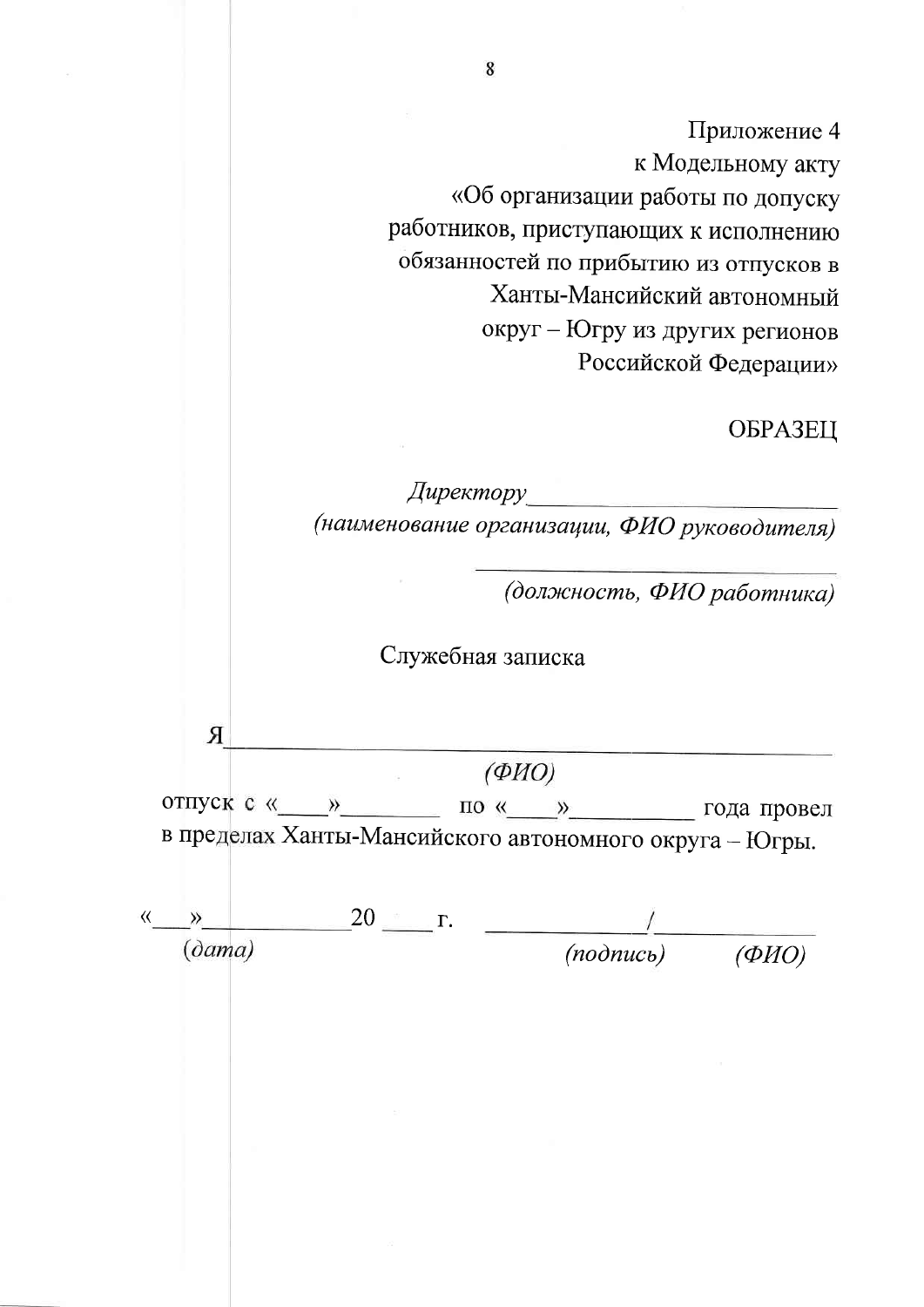Приложение 4
к Модельному акту
«Об организации работы по допуску работников, приступающих к исполнению обязанностей по прибытию из отпусков в Ханты-Мансийский автономный округ – Югру из других регионов Российской Федерации»

ОБРАЗЕЦ

*Директору*\_\_\_\_\_\_\_\_\_\_\_\_\_\_\_\_\_\_\_\_\_\_\_\_
*(наименование организации, ФИО руководителя)*

\_\_\_\_\_\_\_\_\_\_\_\_\_\_\_\_\_\_\_\_\_\_\_\_\_\_\_
*(должность, ФИО работника)*

Служебная записка

Я\_\_\_\_\_\_\_\_\_\_\_\_\_\_\_\_\_\_\_\_\_\_\_\_\_\_\_\_\_\_\_\_\_\_\_\_\_\_\_\_\_\_\_\_\_\_\_\_\_\_\_\_\_\_
*(ФИО)*
отпуск с «\_\_\_\_»\_\_\_\_\_\_\_\_ по «\_\_\_\_»\_\_\_\_\_\_\_\_\_\_ года провел в пределах Ханты-Мансийского автономного округа – Югры.

«\_\_\_»\_\_\_\_\_\_\_\_\_\_\_\_20 \_\_\_\_ г. \_\_\_\_\_\_\_\_\_\_\_\_\_/\_\_\_\_\_\_\_\_\_\_\_\_\_
*(дата)* *(подпись)* *(ФИО)*